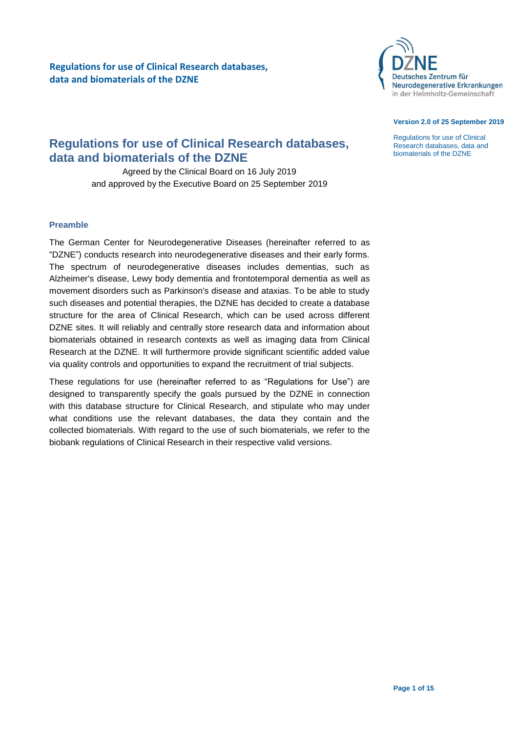# Regulations for use of Clinical Research databases, data and biomaterials of the DZNE

Version 2.0 of 25 September 2019

Agreed by the Clinical Board on 16 July 2019
and approved by the Executive Board on 25 September 2019

## Preamble

The German Center for Neurodegenerative Diseases (hereinafter referred to as "DZNE") conducts research into neurodegenerative diseases and their early forms. The spectrum of neurodegenerative diseases includes dementias, such as Alzheimer's disease, Lewy body dementia and frontotemporal dementia as well as movement disorders such as Parkinson's disease and ataxias. To be able to study such diseases and potential therapies, the DZNE has decided to create a database structure for the area of Clinical Research, which can be used across different DZNE sites. It will reliably and centrally store research data and information about biomaterials obtained in research contexts as well as imaging data from Clinical Research at the DZNE. It will furthermore provide significant scientific added value via quality controls and opportunities to expand the recruitment of trial subjects.

These regulations for use (hereinafter referred to as "Regulations for Use") are designed to transparently specify the goals pursued by the DZNE in connection with this database structure for Clinical Research, and stipulate who may under what conditions use the relevant databases, the data they contain and the collected biomaterials. With regard to the use of such biomaterials, we refer to the biobank regulations of Clinical Research in their respective valid versions.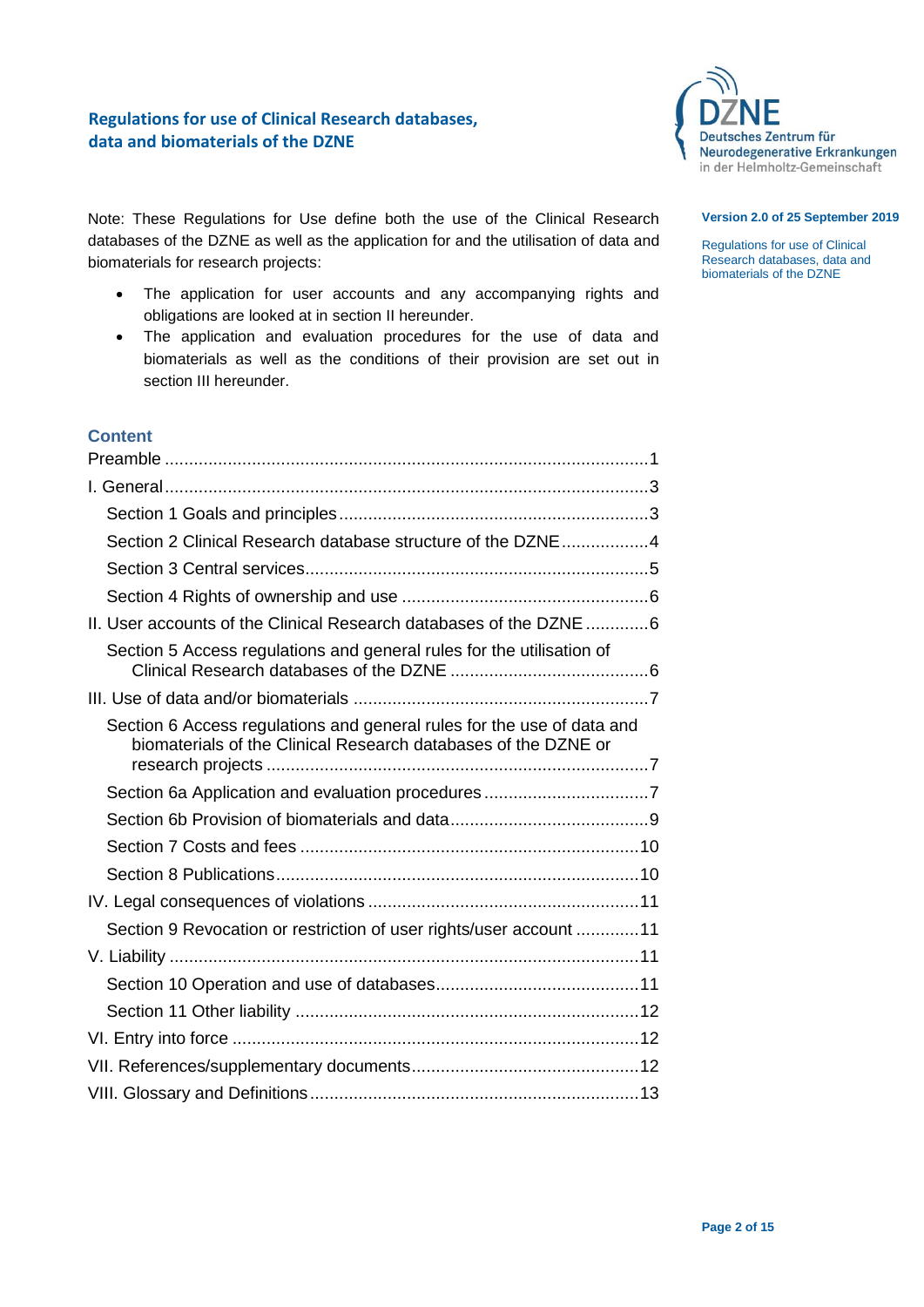**Regulations for use of Clinical Research databases, data and biomaterials of the DZNE**

**Version 2.0 of 25 September 2019**

Note: These Regulations for Use define both the use of the Clinical Research databases of the DZNE as well as the application for and the utilisation of data and biomaterials for research projects:

- The application for user accounts and any accompanying rights and obligations are looked at in section II hereunder.
- The application and evaluation procedures for the use of data and biomaterials as well as the conditions of their provision are set out in section III hereunder.

## Content

Preamble ....................................................................................................1

I. General....................................................................................................3

- Section 1 Goals and principles................................................................3
- Section 2 Clinical Research database structure of the DZNE..................4
- Section 3 Central services.......................................................................5
- Section 4 Rights of ownership and use ...................................................6

II. User accounts of the Clinical Research databases of the DZNE .............6

- Section 5 Access regulations and general rules for the utilisation of Clinical Research databases of the DZNE .........................................6

III. Use of data and/or biomaterials .............................................................7

- Section 6 Access regulations and general rules for the use of data and biomaterials of the Clinical Research databases of the DZNE or research projects ..............................................................................7
- Section 6a Application and evaluation procedures ..................................7
- Section 6b Provision of biomaterials and data.........................................9
- Section 7 Costs and fees .....................................................................10
- Section 8 Publications...........................................................................10

IV. Legal consequences of violations ........................................................11

- Section 9 Revocation or restriction of user rights/user account .............11

V. Liability ................................................................................................11

- Section 10 Operation and use of databases..........................................11
- Section 11 Other liability .......................................................................12

VI. Entry into force ...................................................................................12

VII. References/supplementary documents...............................................12

VIII. Glossary and Definitions....................................................................13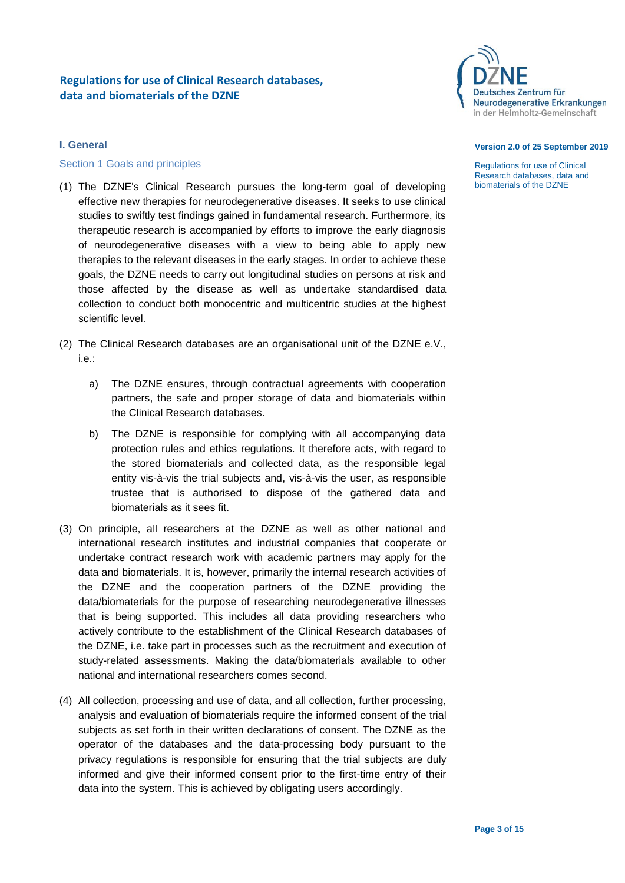# Regulations for use of Clinical Research databases, data and biomaterials of the DZNE

**Version 2.0 of 25 September 2019**

## I. General

### Section 1 Goals and principles

(1) The DZNE's Clinical Research pursues the long-term goal of developing effective new therapies for neurodegenerative diseases. It seeks to use clinical studies to swiftly test findings gained in fundamental research. Furthermore, its therapeutic research is accompanied by efforts to improve the early diagnosis of neurodegenerative diseases with a view to being able to apply new therapies to the relevant diseases in the early stages. In order to achieve these goals, the DZNE needs to carry out longitudinal studies on persons at risk and those affected by the disease as well as undertake standardised data collection to conduct both monocentric and multicentric studies at the highest scientific level.

(2) The Clinical Research databases are an organisational unit of the DZNE e.V., i.e.:

   a) The DZNE ensures, through contractual agreements with cooperation partners, the safe and proper storage of data and biomaterials within the Clinical Research databases.

   b) The DZNE is responsible for complying with all accompanying data protection rules and ethics regulations. It therefore acts, with regard to the stored biomaterials and collected data, as the responsible legal entity vis-à-vis the trial subjects and, vis-à-vis the user, as responsible trustee that is authorised to dispose of the gathered data and biomaterials as it sees fit.

(3) On principle, all researchers at the DZNE as well as other national and international research institutes and industrial companies that cooperate or undertake contract research work with academic partners may apply for the data and biomaterials. It is, however, primarily the internal research activities of the DZNE and the cooperation partners of the DZNE providing the data/biomaterials for the purpose of researching neurodegenerative illnesses that is being supported. This includes all data providing researchers who actively contribute to the establishment of the Clinical Research databases of the DZNE, i.e. take part in processes such as the recruitment and execution of study-related assessments. Making the data/biomaterials available to other national and international researchers comes second.

(4) All collection, processing and use of data, and all collection, further processing, analysis and evaluation of biomaterials require the informed consent of the trial subjects as set forth in their written declarations of consent. The DZNE as the operator of the databases and the data-processing body pursuant to the privacy regulations is responsible for ensuring that the trial subjects are duly informed and give their informed consent prior to the first-time entry of their data into the system. This is achieved by obligating users accordingly.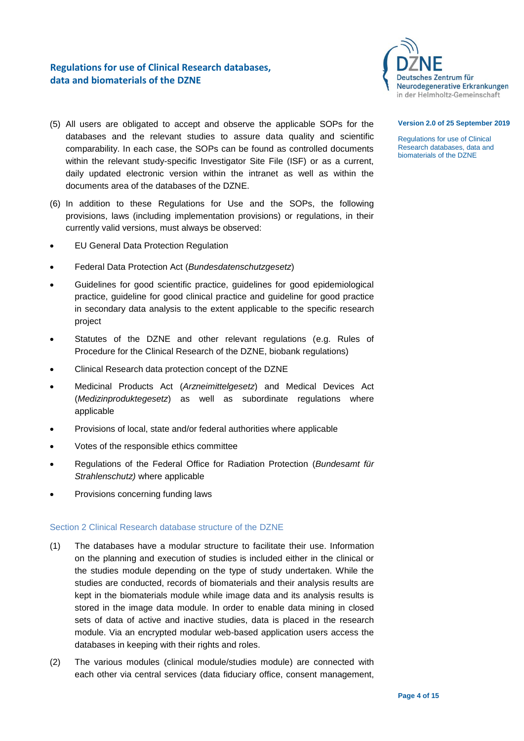(5) All users are obligated to accept and observe the applicable SOPs for the databases and the relevant studies to assure data quality and scientific comparability. In each case, the SOPs can be found as controlled documents within the relevant study-specific Investigator Site File (ISF) or as a current, daily updated electronic version within the intranet as well as within the documents area of the databases of the DZNE.

(6) In addition to these Regulations for Use and the SOPs, the following provisions, laws (including implementation provisions) or regulations, in their currently valid versions, must always be observed:

- EU General Data Protection Regulation
- Federal Data Protection Act (*Bundesdatenschutzgesetz*)
- Guidelines for good scientific practice, guidelines for good epidemiological practice, guideline for good clinical practice and guideline for good practice in secondary data analysis to the extent applicable to the specific research project
- Statutes of the DZNE and other relevant regulations (e.g. Rules of Procedure for the Clinical Research of the DZNE, biobank regulations)
- Clinical Research data protection concept of the DZNE
- Medicinal Products Act (*Arzneimittelgesetz*) and Medical Devices Act (*Medizinproduktegesetz*) as well as subordinate regulations where applicable
- Provisions of local, state and/or federal authorities where applicable
- Votes of the responsible ethics committee
- Regulations of the Federal Office for Radiation Protection (*Bundesamt für Strahlenschutz)* where applicable
- Provisions concerning funding laws

## Section 2 Clinical Research database structure of the DZNE

(1) The databases have a modular structure to facilitate their use. Information on the planning and execution of studies is included either in the clinical or the studies module depending on the type of study undertaken. While the studies are conducted, records of biomaterials and their analysis results are kept in the biomaterials module while image data and its analysis results is stored in the image data module. In order to enable data mining in closed sets of data of active and inactive studies, data is placed in the research module. Via an encrypted modular web-based application users access the databases in keeping with their rights and roles.

(2) The various modules (clinical module/studies module) are connected with each other via central services (data fiduciary office, consent management,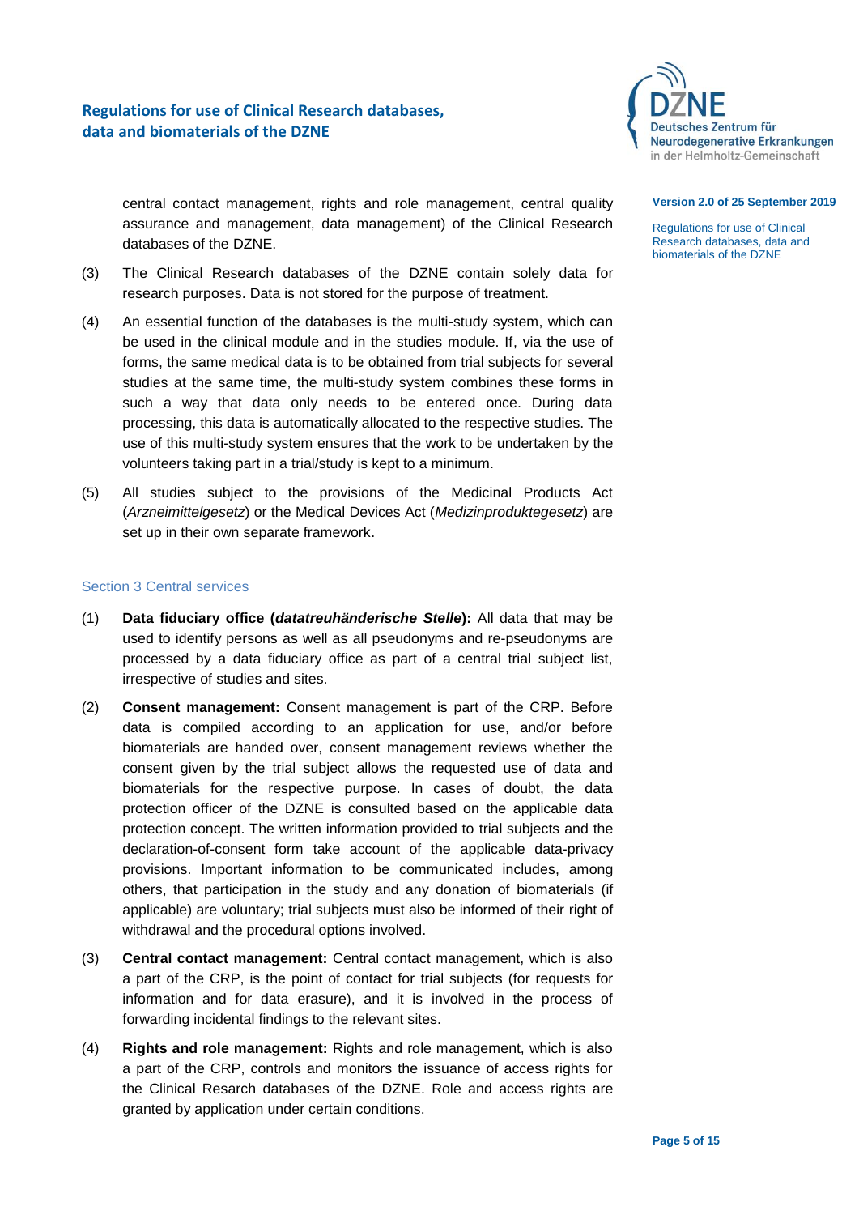central contact management, rights and role management, central quality assurance and management, data management) of the Clinical Research databases of the DZNE.

(3) The Clinical Research databases of the DZNE contain solely data for research purposes. Data is not stored for the purpose of treatment.

(4) An essential function of the databases is the multi-study system, which can be used in the clinical module and in the studies module. If, via the use of forms, the same medical data is to be obtained from trial subjects for several studies at the same time, the multi-study system combines these forms in such a way that data only needs to be entered once. During data processing, this data is automatically allocated to the respective studies. The use of this multi-study system ensures that the work to be undertaken by the volunteers taking part in a trial/study is kept to a minimum.

(5) All studies subject to the provisions of the Medicinal Products Act (*Arzneimittelgesetz*) or the Medical Devices Act (*Medizinproduktegesetz*) are set up in their own separate framework.

## Section 3 Central services

(1) **Data fiduciary office (*datatreuhänderische Stelle*):** All data that may be used to identify persons as well as all pseudonyms and re-pseudonyms are processed by a data fiduciary office as part of a central trial subject list, irrespective of studies and sites.

(2) **Consent management:** Consent management is part of the CRP. Before data is compiled according to an application for use, and/or before biomaterials are handed over, consent management reviews whether the consent given by the trial subject allows the requested use of data and biomaterials for the respective purpose. In cases of doubt, the data protection officer of the DZNE is consulted based on the applicable data protection concept. The written information provided to trial subjects and the declaration-of-consent form take account of the applicable data-privacy provisions. Important information to be communicated includes, among others, that participation in the study and any donation of biomaterials (if applicable) are voluntary; trial subjects must also be informed of their right of withdrawal and the procedural options involved.

(3) **Central contact management:** Central contact management, which is also a part of the CRP, is the point of contact for trial subjects (for requests for information and for data erasure), and it is involved in the process of forwarding incidental findings to the relevant sites.

(4) **Rights and role management:** Rights and role management, which is also a part of the CRP, controls and monitors the issuance of access rights for the Clinical Research databases of the DZNE. Role and access rights are granted by application under certain conditions.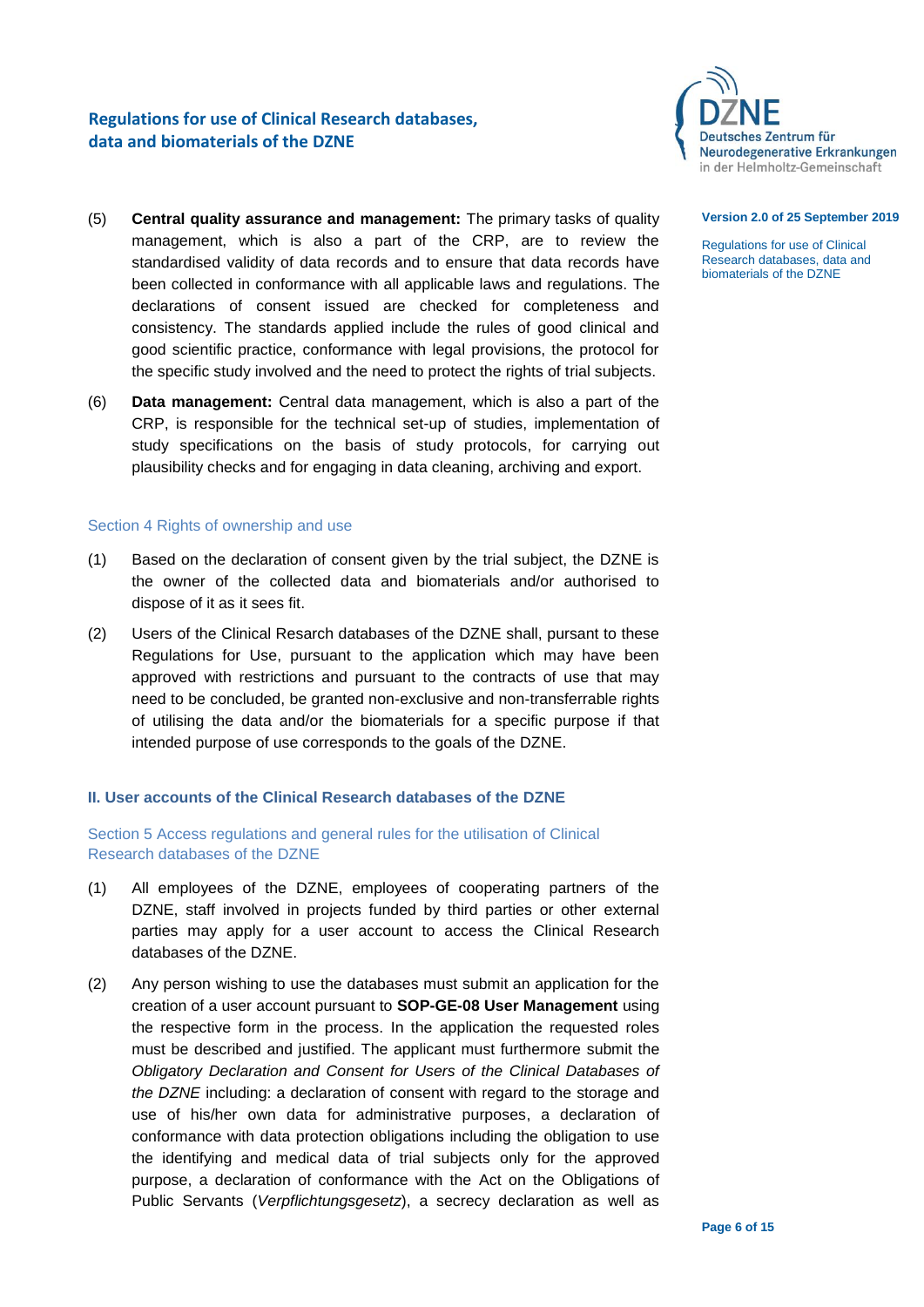(5) **Central quality assurance and management:** The primary tasks of quality management, which is also a part of the CRP, are to review the standardised validity of data records and to ensure that data records have been collected in conformance with all applicable laws and regulations. The declarations of consent issued are checked for completeness and consistency. The standards applied include the rules of good clinical and good scientific practice, conformance with legal provisions, the protocol for the specific study involved and the need to protect the rights of trial subjects.

(6) **Data management:** Central data management, which is also a part of the CRP, is responsible for the technical set-up of studies, implementation of study specifications on the basis of study protocols, for carrying out plausibility checks and for engaging in data cleaning, archiving and export.

### Section 4 Rights of ownership and use

(1) Based on the declaration of consent given by the trial subject, the DZNE is the owner of the collected data and biomaterials and/or authorised to dispose of it as it sees fit.

(2) Users of the Clinical Resarch databases of the DZNE shall, pursant to these Regulations for Use, pursuant to the application which may have been approved with restrictions and pursuant to the contracts of use that may need to be concluded, be granted non-exclusive and non-transferrable rights of utilising the data and/or the biomaterials for a specific purpose if that intended purpose of use corresponds to the goals of the DZNE.

## II. User accounts of the Clinical Research databases of the DZNE

### Section 5 Access regulations and general rules for the utilisation of Clinical Research databases of the DZNE

(1) All employees of the DZNE, employees of cooperating partners of the DZNE, staff involved in projects funded by third parties or other external parties may apply for a user account to access the Clinical Research databases of the DZNE.

(2) Any person wishing to use the databases must submit an application for the creation of a user account pursuant to **SOP-GE-08 User Management** using the respective form in the process. In the application the requested roles must be described and justified. The applicant must furthermore submit the *Obligatory Declaration and Consent for Users of the Clinical Databases of the DZNE* including: a declaration of consent with regard to the storage and use of his/her own data for administrative purposes, a declaration of conformance with data protection obligations including the obligation to use the identifying and medical data of trial subjects only for the approved purpose, a declaration of conformance with the Act on the Obligations of Public Servants (*Verpflichtungsgesetz*), a secrecy declaration as well as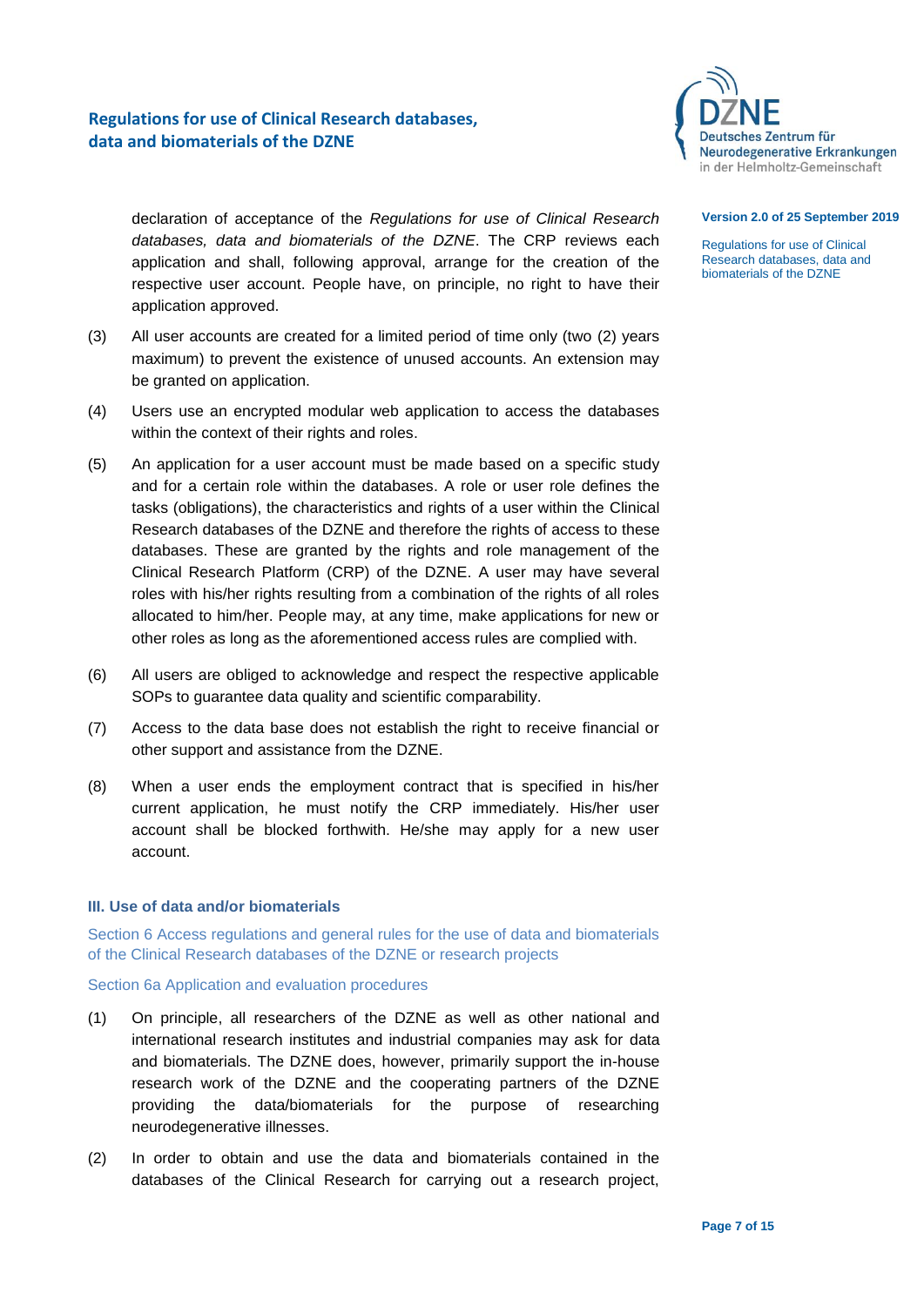declaration of acceptance of the *Regulations for use of Clinical Research databases, data and biomaterials of the DZNE*. The CRP reviews each application and shall, following approval, arrange for the creation of the respective user account. People have, on principle, no right to have their application approved.

(3) All user accounts are created for a limited period of time only (two (2) years maximum) to prevent the existence of unused accounts. An extension may be granted on application.

(4) Users use an encrypted modular web application to access the databases within the context of their rights and roles.

(5) An application for a user account must be made based on a specific study and for a certain role within the databases. A role or user role defines the tasks (obligations), the characteristics and rights of a user within the Clinical Research databases of the DZNE and therefore the rights of access to these databases. These are granted by the rights and role management of the Clinical Research Platform (CRP) of the DZNE. A user may have several roles with his/her rights resulting from a combination of the rights of all roles allocated to him/her. People may, at any time, make applications for new or other roles as long as the aforementioned access rules are complied with.

(6) All users are obliged to acknowledge and respect the respective applicable SOPs to guarantee data quality and scientific comparability.

(7) Access to the data base does not establish the right to receive financial or other support and assistance from the DZNE.

(8) When a user ends the employment contract that is specified in his/her current application, he must notify the CRP immediately. His/her user account shall be blocked forthwith. He/she may apply for a new user account.

## III. Use of data and/or biomaterials

### Section 6 Access regulations and general rules for the use of data and biomaterials of the Clinical Research databases of the DZNE or research projects

#### Section 6a Application and evaluation procedures

(1) On principle, all researchers of the DZNE as well as other national and international research institutes and industrial companies may ask for data and biomaterials. The DZNE does, however, primarily support the in-house research work of the DZNE and the cooperating partners of the DZNE providing the data/biomaterials for the purpose of researching neurodegenerative illnesses.

(2) In order to obtain and use the data and biomaterials contained in the databases of the Clinical Research for carrying out a research project,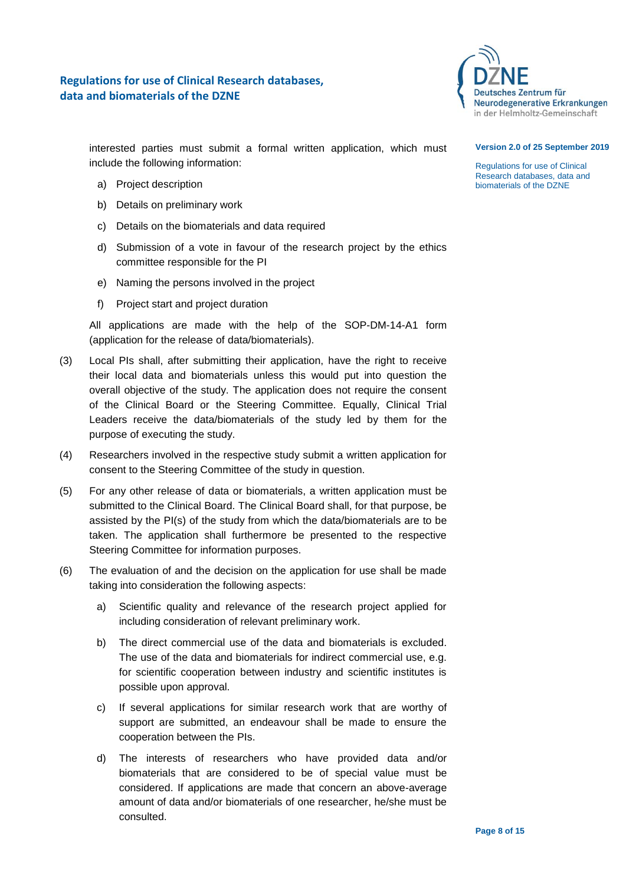interested parties must submit a formal written application, which must include the following information:

a) Project description

b) Details on preliminary work

c) Details on the biomaterials and data required

d) Submission of a vote in favour of the research project by the ethics committee responsible for the PI

e) Naming the persons involved in the project

f) Project start and project duration

All applications are made with the help of the SOP-DM-14-A1 form (application for the release of data/biomaterials).

(3) Local PIs shall, after submitting their application, have the right to receive their local data and biomaterials unless this would put into question the overall objective of the study. The application does not require the consent of the Clinical Board or the Steering Committee. Equally, Clinical Trial Leaders receive the data/biomaterials of the study led by them for the purpose of executing the study.

(4) Researchers involved in the respective study submit a written application for consent to the Steering Committee of the study in question.

(5) For any other release of data or biomaterials, a written application must be submitted to the Clinical Board. The Clinical Board shall, for that purpose, be assisted by the PI(s) of the study from which the data/biomaterials are to be taken. The application shall furthermore be presented to the respective Steering Committee for information purposes.

(6) The evaluation of and the decision on the application for use shall be made taking into consideration the following aspects:

a) Scientific quality and relevance of the research project applied for including consideration of relevant preliminary work.

b) The direct commercial use of the data and biomaterials is excluded. The use of the data and biomaterials for indirect commercial use, e.g. for scientific cooperation between industry and scientific institutes is possible upon approval.

c) If several applications for similar research work that are worthy of support are submitted, an endeavour shall be made to ensure the cooperation between the PIs.

d) The interests of researchers who have provided data and/or biomaterials that are considered to be of special value must be considered. If applications are made that concern an above-average amount of data and/or biomaterials of one researcher, he/she must be consulted.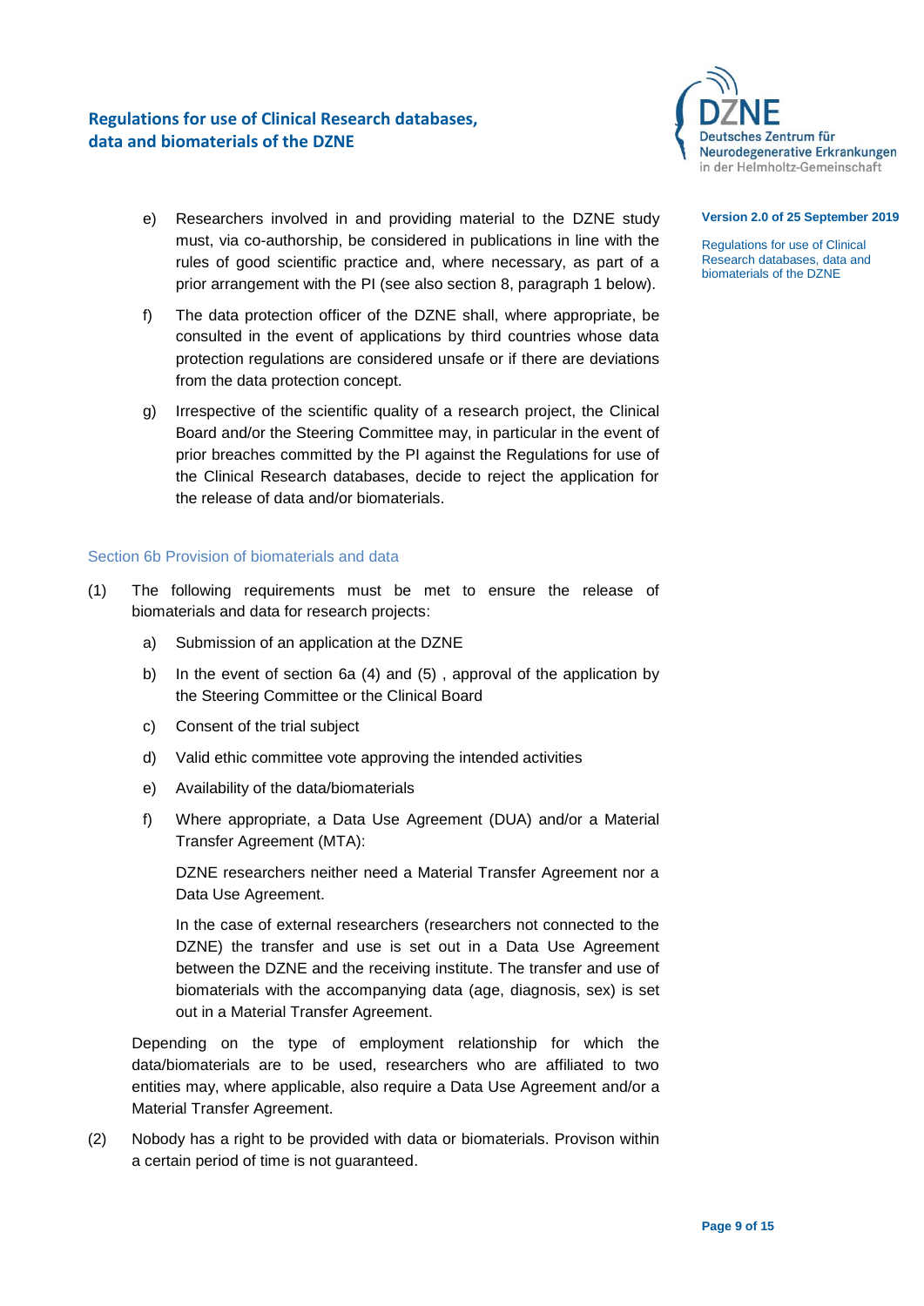e) Researchers involved in and providing material to the DZNE study must, via co-authorship, be considered in publications in line with the rules of good scientific practice and, where necessary, as part of a prior arrangement with the PI (see also section 8, paragraph 1 below).

f) The data protection officer of the DZNE shall, where appropriate, be consulted in the event of applications by third countries whose data protection regulations are considered unsafe or if there are deviations from the data protection concept.

g) Irrespective of the scientific quality of a research project, the Clinical Board and/or the Steering Committee may, in particular in the event of prior breaches committed by the PI against the Regulations for use of the Clinical Research databases, decide to reject the application for the release of data and/or biomaterials.

## Section 6b Provision of biomaterials and data

(1) The following requirements must be met to ensure the release of biomaterials and data for research projects:

a) Submission of an application at the DZNE

b) In the event of section 6a (4) and (5) , approval of the application by the Steering Committee or the Clinical Board

c) Consent of the trial subject

d) Valid ethic committee vote approving the intended activities

e) Availability of the data/biomaterials

f) Where appropriate, a Data Use Agreement (DUA) and/or a Material Transfer Agreement (MTA):

DZNE researchers neither need a Material Transfer Agreement nor a Data Use Agreement.

In the case of external researchers (researchers not connected to the DZNE) the transfer and use is set out in a Data Use Agreement between the DZNE and the receiving institute. The transfer and use of biomaterials with the accompanying data (age, diagnosis, sex) is set out in a Material Transfer Agreement.

Depending on the type of employment relationship for which the data/biomaterials are to be used, researchers who are affiliated to two entities may, where applicable, also require a Data Use Agreement and/or a Material Transfer Agreement.

(2) Nobody has a right to be provided with data or biomaterials. Provison within a certain period of time is not guaranteed.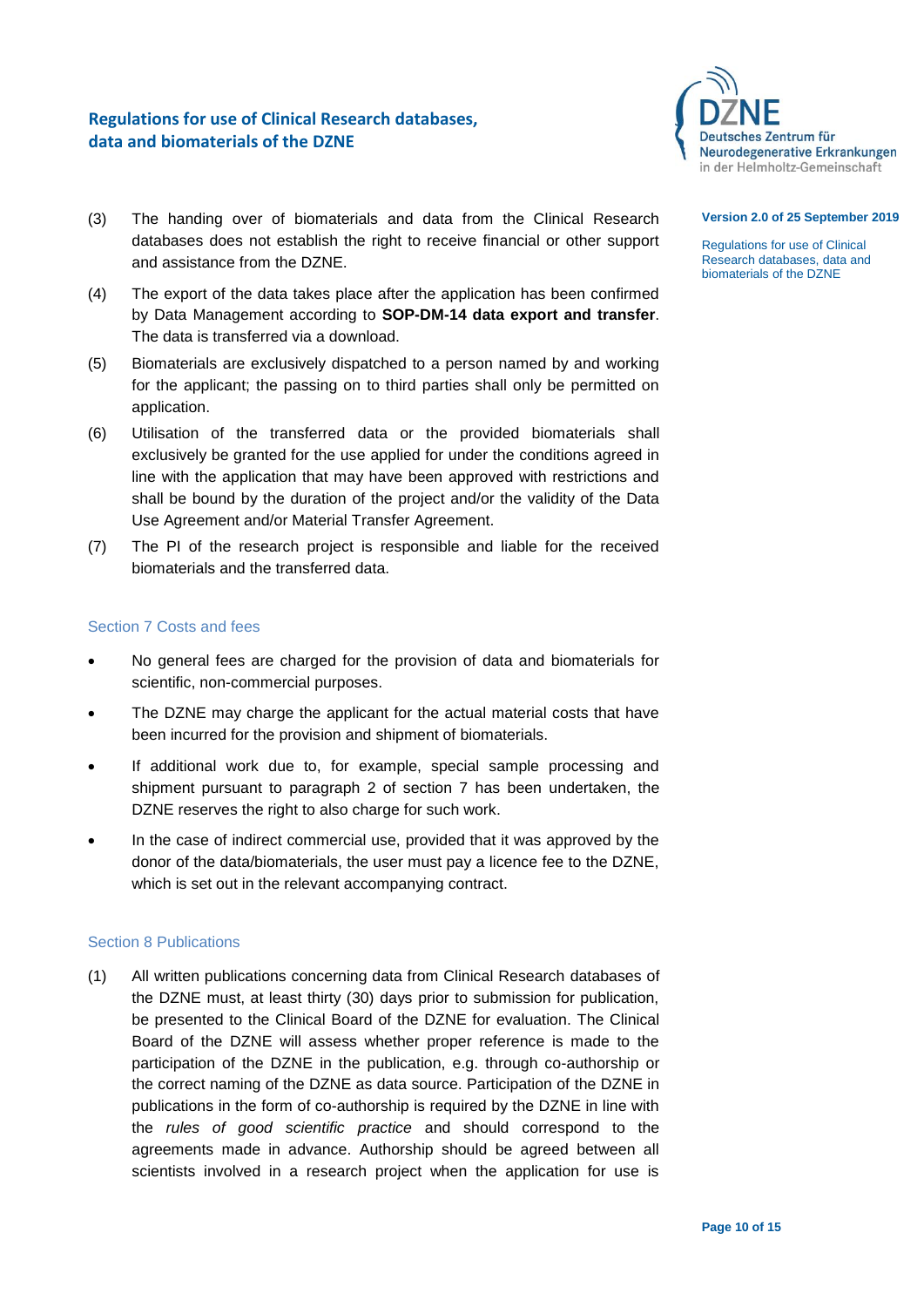(3) The handing over of biomaterials and data from the Clinical Research databases does not establish the right to receive financial or other support and assistance from the DZNE.

(4) The export of the data takes place after the application has been confirmed by Data Management according to **SOP-DM-14 data export and transfer**. The data is transferred via a download.

(5) Biomaterials are exclusively dispatched to a person named by and working for the applicant; the passing on to third parties shall only be permitted on application.

(6) Utilisation of the transferred data or the provided biomaterials shall exclusively be granted for the use applied for under the conditions agreed in line with the application that may have been approved with restrictions and shall be bound by the duration of the project and/or the validity of the Data Use Agreement and/or Material Transfer Agreement.

(7) The PI of the research project is responsible and liable for the received biomaterials and the transferred data.

## Section 7 Costs and fees

- No general fees are charged for the provision of data and biomaterials for scientific, non-commercial purposes.
- The DZNE may charge the applicant for the actual material costs that have been incurred for the provision and shipment of biomaterials.
- If additional work due to, for example, special sample processing and shipment pursuant to paragraph 2 of section 7 has been undertaken, the DZNE reserves the right to also charge for such work.
- In the case of indirect commercial use, provided that it was approved by the donor of the data/biomaterials, the user must pay a licence fee to the DZNE, which is set out in the relevant accompanying contract.

## Section 8 Publications

(1) All written publications concerning data from Clinical Research databases of the DZNE must, at least thirty (30) days prior to submission for publication, be presented to the Clinical Board of the DZNE for evaluation. The Clinical Board of the DZNE will assess whether proper reference is made to the participation of the DZNE in the publication, e.g. through co-authorship or the correct naming of the DZNE as data source. Participation of the DZNE in publications in the form of co-authorship is required by the DZNE in line with the *rules of good scientific practice* and should correspond to the agreements made in advance. Authorship should be agreed between all scientists involved in a research project when the application for use is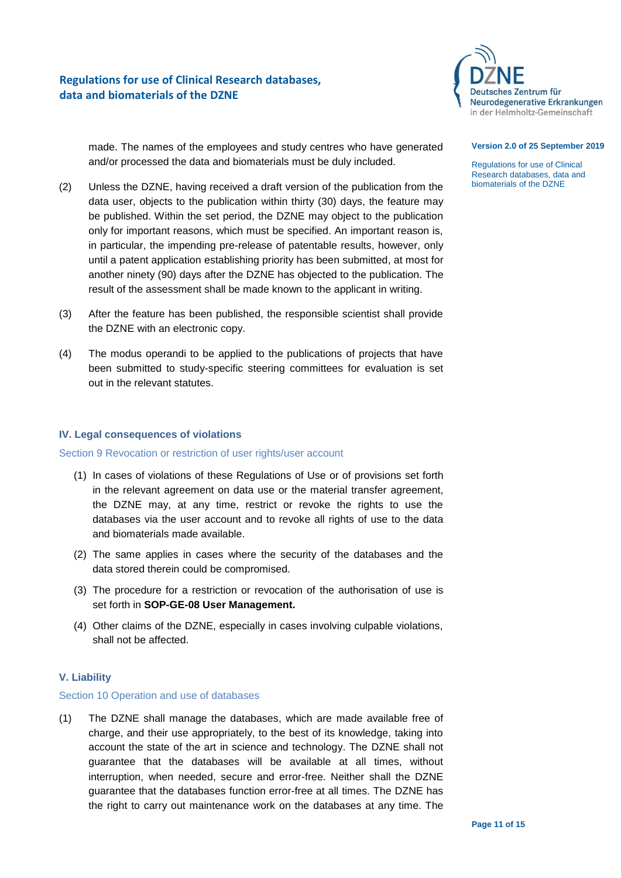made. The names of the employees and study centres who have generated and/or processed the data and biomaterials must be duly included.

(2) Unless the DZNE, having received a draft version of the publication from the data user, objects to the publication within thirty (30) days, the feature may be published. Within the set period, the DZNE may object to the publication only for important reasons, which must be specified. An important reason is, in particular, the impending pre-release of patentable results, however, only until a patent application establishing priority has been submitted, at most for another ninety (90) days after the DZNE has objected to the publication. The result of the assessment shall be made known to the applicant in writing.

(3) After the feature has been published, the responsible scientist shall provide the DZNE with an electronic copy.

(4) The modus operandi to be applied to the publications of projects that have been submitted to study-specific steering committees for evaluation is set out in the relevant statutes.

## IV. Legal consequences of violations

### Section 9 Revocation or restriction of user rights/user account

(1) In cases of violations of these Regulations of Use or of provisions set forth in the relevant agreement on data use or the material transfer agreement, the DZNE may, at any time, restrict or revoke the rights to use the databases via the user account and to revoke all rights of use to the data and biomaterials made available.

(2) The same applies in cases where the security of the databases and the data stored therein could be compromised.

(3) The procedure for a restriction or revocation of the authorisation of use is set forth in **SOP-GE-08 User Management.**

(4) Other claims of the DZNE, especially in cases involving culpable violations, shall not be affected.

## V. Liability

### Section 10 Operation and use of databases

(1) The DZNE shall manage the databases, which are made available free of charge, and their use appropriately, to the best of its knowledge, taking into account the state of the art in science and technology. The DZNE shall not guarantee that the databases will be available at all times, without interruption, when needed, secure and error-free. Neither shall the DZNE guarantee that the databases function error-free at all times. The DZNE has the right to carry out maintenance work on the databases at any time. The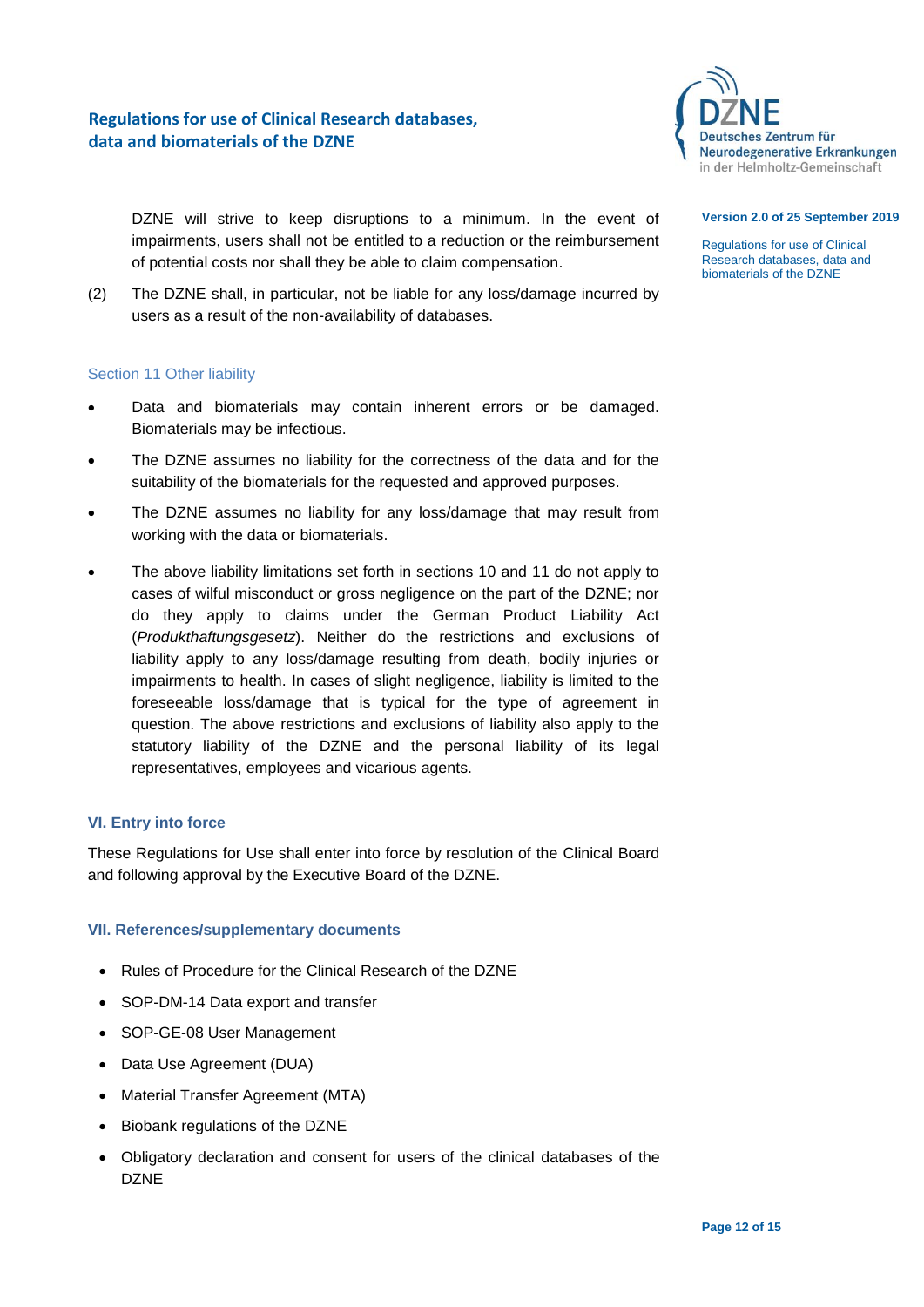DZNE will strive to keep disruptions to a minimum. In the event of impairments, users shall not be entitled to a reduction or the reimbursement of potential costs nor shall they be able to claim compensation.

(2) The DZNE shall, in particular, not be liable for any loss/damage incurred by users as a result of the non-availability of databases.

### Section 11 Other liability

- Data and biomaterials may contain inherent errors or be damaged. Biomaterials may be infectious.
- The DZNE assumes no liability for the correctness of the data and for the suitability of the biomaterials for the requested and approved purposes.
- The DZNE assumes no liability for any loss/damage that may result from working with the data or biomaterials.
- The above liability limitations set forth in sections 10 and 11 do not apply to cases of wilful misconduct or gross negligence on the part of the DZNE; nor do they apply to claims under the German Product Liability Act (*Produkthaftungsgesetz*). Neither do the restrictions and exclusions of liability apply to any loss/damage resulting from death, bodily injuries or impairments to health. In cases of slight negligence, liability is limited to the foreseeable loss/damage that is typical for the type of agreement in question. The above restrictions and exclusions of liability also apply to the statutory liability of the DZNE and the personal liability of its legal representatives, employees and vicarious agents.

## VI. Entry into force

These Regulations for Use shall enter into force by resolution of the Clinical Board and following approval by the Executive Board of the DZNE.

## VII. References/supplementary documents

- Rules of Procedure for the Clinical Research of the DZNE
- SOP-DM-14 Data export and transfer
- SOP-GE-08 User Management
- Data Use Agreement (DUA)
- Material Transfer Agreement (MTA)
- Biobank regulations of the DZNE
- Obligatory declaration and consent for users of the clinical databases of the DZNE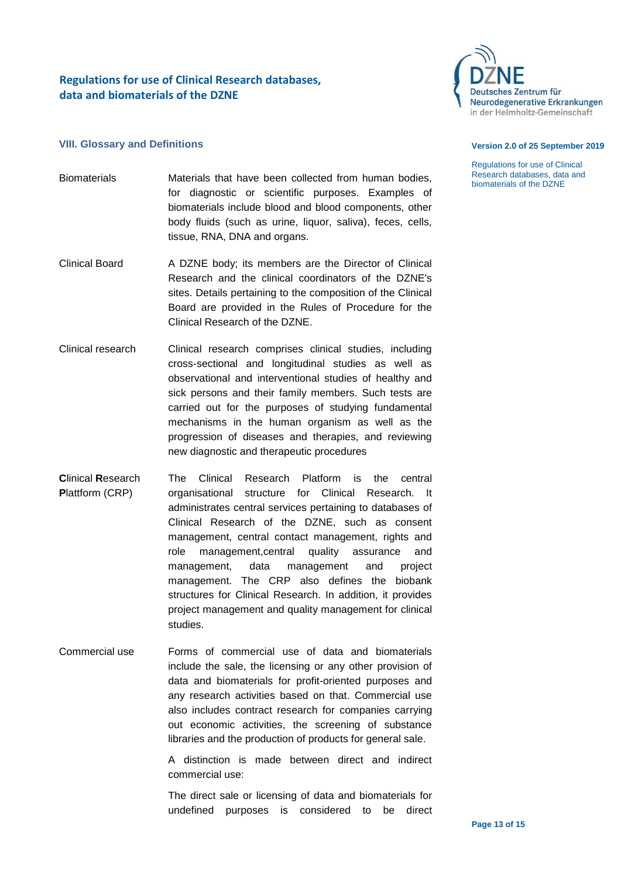### VIII. Glossary and Definitions

**Biomaterials**
Materials that have been collected from human bodies, for diagnostic or scientific purposes. Examples of biomaterials include blood and blood components, other body fluids (such as urine, liquor, saliva), feces, cells, tissue, RNA, DNA and organs.

**Clinical Board**
A DZNE body; its members are the Director of Clinical Research and the clinical coordinators of the DZNE's sites. Details pertaining to the composition of the Clinical Board are provided in the Rules of Procedure for the Clinical Research of the DZNE.

**Clinical research**
Clinical research comprises clinical studies, including cross-sectional and longitudinal studies as well as observational and interventional studies of healthy and sick persons and their family members. Such tests are carried out for the purposes of studying fundamental mechanisms in the human organism as well as the progression of diseases and therapies, and reviewing new diagnostic and therapeutic procedures

**Clinical Research Plattform (CRP)**
The Clinical Research Platform is the central organisational structure for Clinical Research. It administrates central services pertaining to databases of Clinical Research of the DZNE, such as consent management, central contact management, rights and role management,central quality assurance and management, data management and project management. The CRP also defines the biobank structures for Clinical Research. In addition, it provides project management and quality management for clinical studies.

**Commercial use**
Forms of commercial use of data and biomaterials include the sale, the licensing or any other provision of data and biomaterials for profit-oriented purposes and any research activities based on that. Commercial use also includes contract research for companies carrying out economic activities, the screening of substance libraries and the production of products for general sale.

A distinction is made between direct and indirect commercial use:

The direct sale or licensing of data and biomaterials for undefined purposes is considered to be direct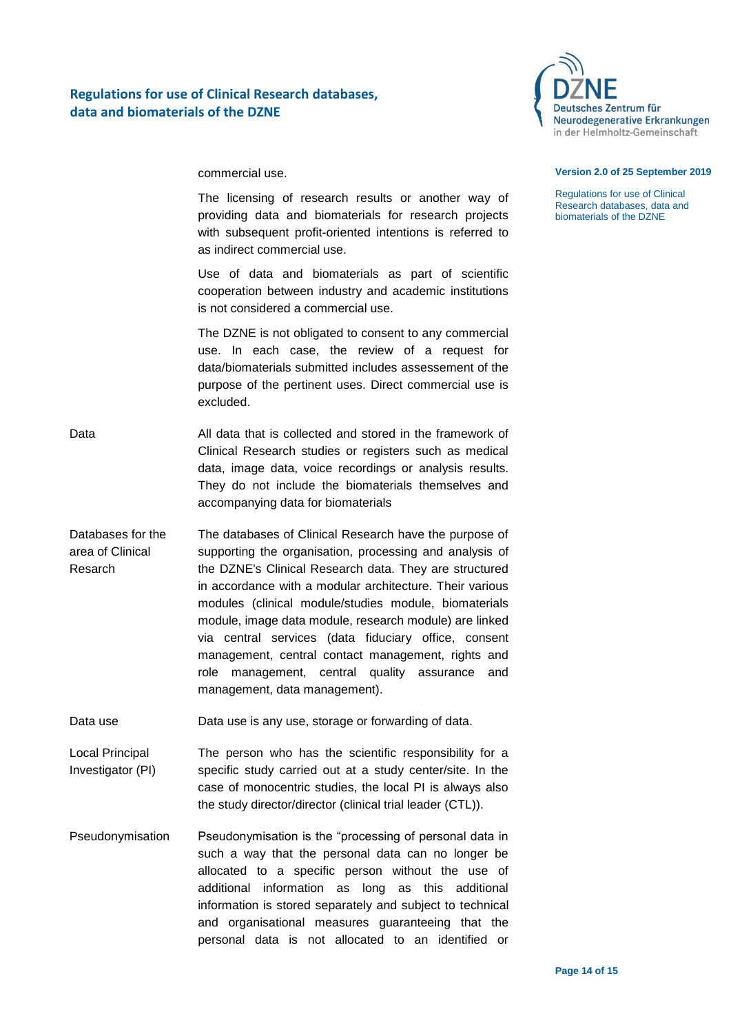commercial use.

The licensing of research results or another way of providing data and biomaterials for research projects with subsequent profit-oriented intentions is referred to as indirect commercial use.

Use of data and biomaterials as part of scientific cooperation between industry and academic institutions is not considered a commercial use.

The DZNE is not obligated to consent to any commercial use. In each case, the review of a request for data/biomaterials submitted includes assessement of the purpose of the pertinent uses. Direct commercial use is excluded.

| | |
|---|---|
| Data | All data that is collected and stored in the framework of Clinical Research studies or registers such as medical data, image data, voice recordings or analysis results. They do not include the biomaterials themselves and accompanying data for biomaterials |
| Databases for the area of Clinical Resarch | The databases of Clinical Research have the purpose of supporting the organisation, processing and analysis of the DZNE's Clinical Research data. They are structured in accordance with a modular architecture. Their various modules (clinical module/studies module, biomaterials module, image data module, research module) are linked via central services (data fiduciary office, consent management, central contact management, rights and role management, central quality assurance and management, data management). |
| Data use | Data use is any use, storage or forwarding of data. |
| Local Principal Investigator (PI) | The person who has the scientific responsibility for a specific study carried out at a study center/site. In the case of monocentric studies, the local PI is always also the study director/director (clinical trial leader (CTL)). |
| Pseudonymisation | Pseudonymisation is the "processing of personal data in such a way that the personal data can no longer be allocated to a specific person without the use of additional information as long as this additional information is stored separately and subject to technical and organisational measures guaranteeing that the personal data is not allocated to an identified or |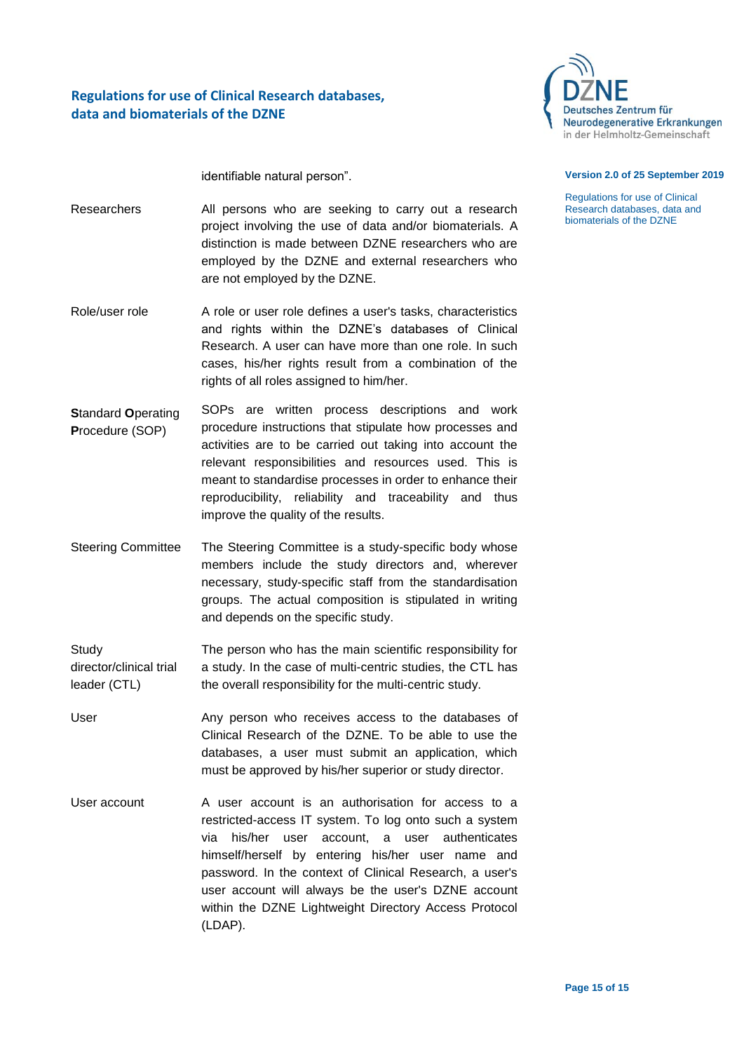identifiable natural person”.

| | |
|---|---|
| Researchers | All persons who are seeking to carry out a research project involving the use of data and/or biomaterials. A distinction is made between DZNE researchers who are employed by the DZNE and external researchers who are not employed by the DZNE. |
| Role/user role | A role or user role defines a user's tasks, characteristics and rights within the DZNE’s databases of Clinical Research. A user can have more than one role. In such cases, his/her rights result from a combination of the rights of all roles assigned to him/her. |
| **S**tandard **O**perating **P**rocedure (SOP) | SOPs are written process descriptions and work procedure instructions that stipulate how processes and activities are to be carried out taking into account the relevant responsibilities and resources used. This is meant to standardise processes in order to enhance their reproducibility, reliability and traceability and thus improve the quality of the results. |
| Steering Committee | The Steering Committee is a study-specific body whose members include the study directors and, wherever necessary, study-specific staff from the standardisation groups. The actual composition is stipulated in writing and depends on the specific study. |
| Study director/clinical trial leader (CTL) | The person who has the main scientific responsibility for a study. In the case of multi-centric studies, the CTL has the overall responsibility for the multi-centric study. |
| User | Any person who receives access to the databases of Clinical Research of the DZNE. To be able to use the databases, a user must submit an application, which must be approved by his/her superior or study director. |
| User account | A user account is an authorisation for access to a restricted-access IT system. To log onto such a system via his/her user account, a user authenticates himself/herself by entering his/her user name and password. In the context of Clinical Research, a user's user account will always be the user's DZNE account within the DZNE Lightweight Directory Access Protocol (LDAP). |